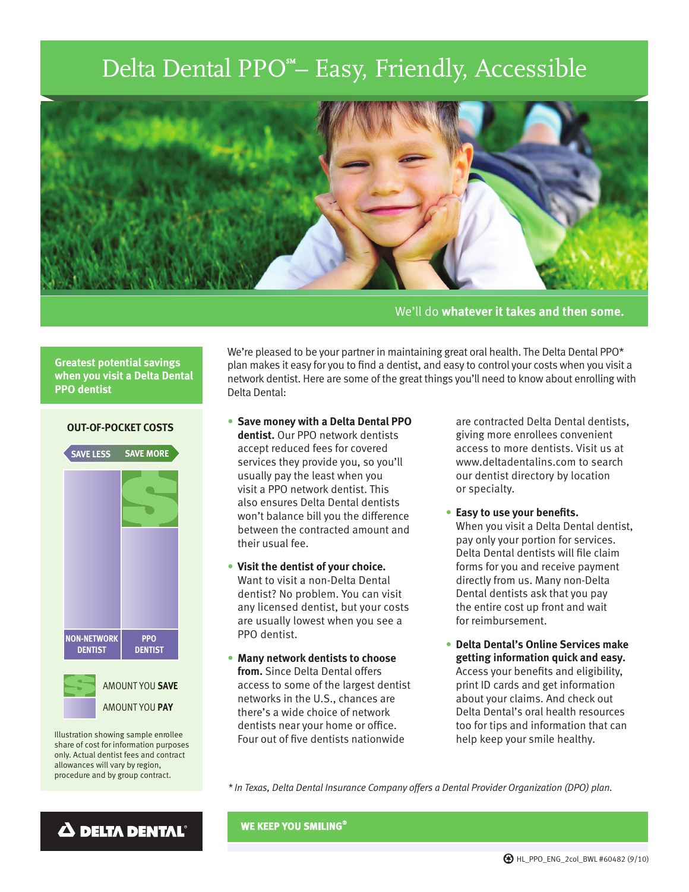# Delta Dental PPO℠– Easy, Friendly, Accessible

We'll do **whatever it takes and then some.**

**Greatest potential savings when you visit a Delta Dental PPO dentist**

**OUT-OF-POCKET COSTS**

SAVE LESS — SAVE MORE

NON-NETWORK DENTIST | PPO DENTIST

AMOUNT YOU **SAVE**

AMOUNT YOU **PAY**

Illustration showing sample enrollee share of cost for information purposes only. Actual dentist fees and contract allowances will vary by region, procedure and by group contract.

We're pleased to be your partner in maintaining great oral health. The Delta Dental PPO* plan makes it easy for you to find a dentist, and easy to control your costs when you visit a network dentist. Here are some of the great things you'll need to know about enrolling with Delta Dental:

- **Save money with a Delta Dental PPO dentist.** Our PPO network dentists accept reduced fees for covered services they provide you, so you'll usually pay the least when you visit a PPO network dentist. This also ensures Delta Dental dentists won't balance bill you the difference between the contracted amount and their usual fee.
- **Visit the dentist of your choice.** Want to visit a non-Delta Dental dentist? No problem. You can visit any licensed dentist, but your costs are usually lowest when you see a PPO dentist.
- **Many network dentists to choose from.** Since Delta Dental offers access to some of the largest dentist networks in the U.S., chances are there's a wide choice of network dentists near your home or office. Four out of five dentists nationwide are contracted Delta Dental dentists, giving more enrollees convenient access to more dentists. Visit us at www.deltadentalins.com to search our dentist directory by location or specialty.
- **Easy to use your benefits.** When you visit a Delta Dental dentist, pay only your portion for services. Delta Dental dentists will file claim forms for you and receive payment directly from us. Many non-Delta Dental dentists ask that you pay the entire cost up front and wait for reimbursement.
- **Delta Dental's Online Services make getting information quick and easy.** Access your benefits and eligibility, print ID cards and get information about your claims. And check out Delta Dental's oral health resources too for tips and information that can help keep your smile healthy.

*\* In Texas, Delta Dental Insurance Company offers a Dental Provider Organization (DPO) plan.*

DELTA DENTAL®

WE KEEP YOU SMILING®

HL_PPO_ENG_2col_BWL #60482 (9/10)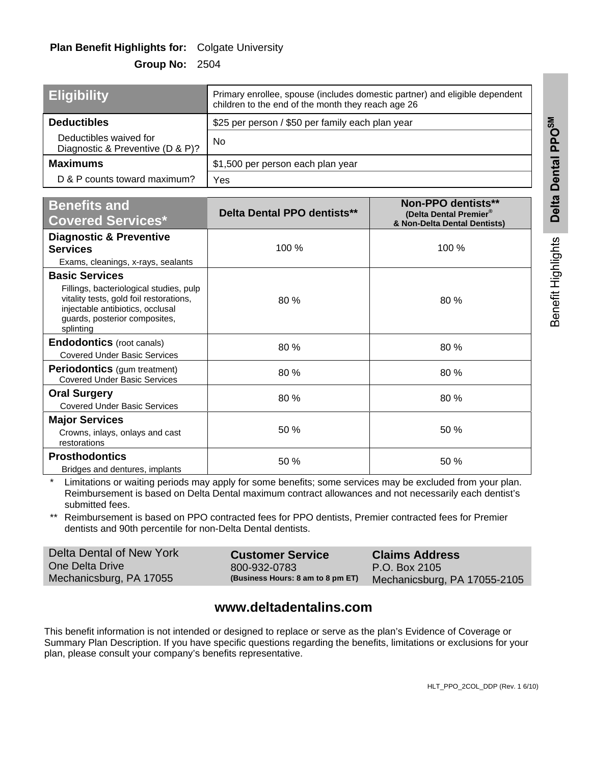**Plan Benefit Highlights for:** Colgate University

**Group No:** 2504

| | |
|---|---|
| **Eligibility** | Primary enrollee, spouse (includes domestic partner) and eligible dependent children to the end of the month they reach age 26 |
| **Deductibles** | $25 per person / $50 per family each plan year |
| Deductibles waived for Diagnostic & Preventive (D & P)? | No |
| **Maximums** | $1,500 per person each plan year |
| D & P counts toward maximum? | Yes |

| Benefits and Covered Services* | Delta Dental PPO dentists** | Non-PPO dentists** (Delta Dental Premier® & Non-Delta Dental Dentists) |
|---|---|---|
| **Diagnostic & Preventive Services** Exams, cleanings, x-rays, sealants | 100 % | 100 % |
| **Basic Services** Fillings, bacteriological studies, pulp vitality tests, gold foil restorations, injectable antibiotics, occlusal guards, posterior composites, splinting | 80 % | 80 % |
| **Endodontics** (root canals) Covered Under Basic Services | 80 % | 80 % |
| **Periodontics** (gum treatment) Covered Under Basic Services | 80 % | 80 % |
| **Oral Surgery** Covered Under Basic Services | 80 % | 80 % |
| **Major Services** Crowns, inlays, onlays and cast restorations | 50 % | 50 % |
| **Prosthodontics** Bridges and dentures, implants | 50 % | 50 % |

\* Limitations or waiting periods may apply for some benefits; some services may be excluded from your plan. Reimbursement is based on Delta Dental maximum contract allowances and not necessarily each dentist's submitted fees.

** Reimbursement is based on PPO contracted fees for PPO dentists, Premier contracted fees for Premier dentists and 90th percentile for non-Delta Dental dentists.

| Delta Dental of New York | Customer Service | Claims Address |
|---|---|---|
| One Delta Drive | 800-932-0783 | P.O. Box 2105 |
| Mechanicsburg, PA 17055 | (Business Hours: 8 am to 8 pm ET) | Mechanicsburg, PA 17055-2105 |

## www.deltadentalins.com

This benefit information is not intended or designed to replace or serve as the plan's Evidence of Coverage or Summary Plan Description. If you have specific questions regarding the benefits, limitations or exclusions for your plan, please consult your company's benefits representative.

HLT_PPO_2COL_DDP (Rev. 1 6/10)

Delta Dental PPO℠ Benefit Highlights